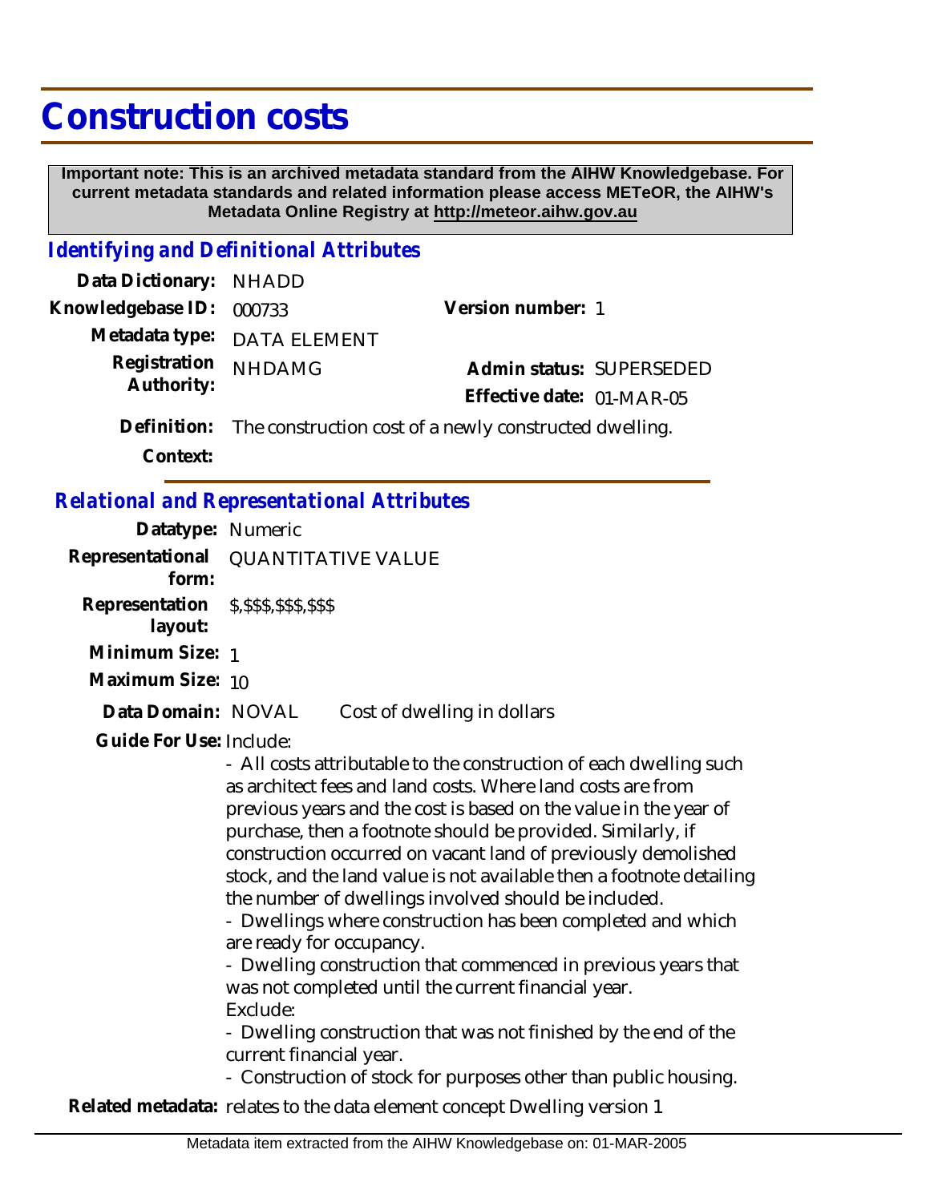# Construction costs

**Important note: This is an archived metadata standard from the AIHW Knowledgebase. For current metadata standards and related information please access METeOR, the AIHW's Metadata Online Registry at http://meteor.aihw.gov.au**

## *Identifying and Definitional Attributes*

**Data Dictionary:** NHADD

**Knowledgebase ID:** 000733

**Version number:** 1

**Metadata type:** DATA ELEMENT

**Registration Authority:** NHDAMG

**Admin status:** SUPERSEDED

**Effective date:** 01-MAR-05

**Definition:** The construction cost of a newly constructed dwelling.

**Context:**

## *Relational and Representational Attributes*

**Datatype:** Numeric

**Representational form:** QUANTITATIVE VALUE

**Representation layout:** $,$$$,$$$,$$$

**Minimum Size:** 1

**Maximum Size:** 10

**Data Domain:** NOVAL Cost of dwelling in dollars

**Guide For Use:** Include:

- All costs attributable to the construction of each dwelling such as architect fees and land costs. Where land costs are from previous years and the cost is based on the value in the year of purchase, then a footnote should be provided. Similarly, if construction occurred on vacant land of previously demolished stock, and the land value is not available then a footnote detailing the number of dwellings involved should be included.
- Dwellings where construction has been completed and which are ready for occupancy.
- Dwelling construction that commenced in previous years that was not completed until the current financial year.

Exclude:

- Dwelling construction that was not finished by the end of the current financial year.
- Construction of stock for purposes other than public housing.

**Related metadata:** relates to the data element concept Dwelling version 1

Metadata item extracted from the AIHW Knowledgebase on: 01-MAR-2005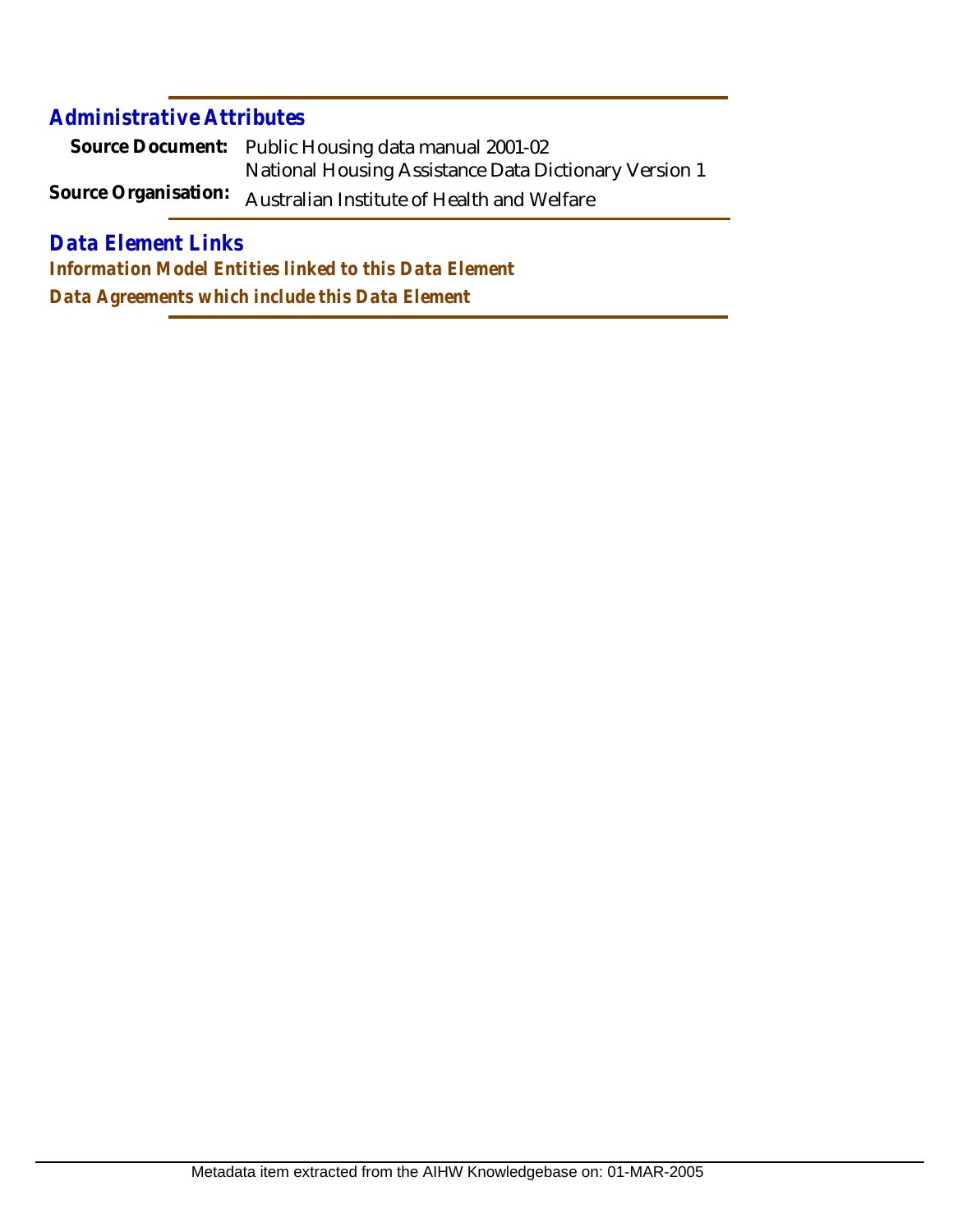## Administrative Attributes

**Source Document:** Public Housing data manual 2001-02
National Housing Assistance Data Dictionary Version 1

**Source Organisation:** Australian Institute of Health and Welfare

## Data Element Links

***Information Model Entities linked to this Data Element***

***Data Agreements which include this Data Element***